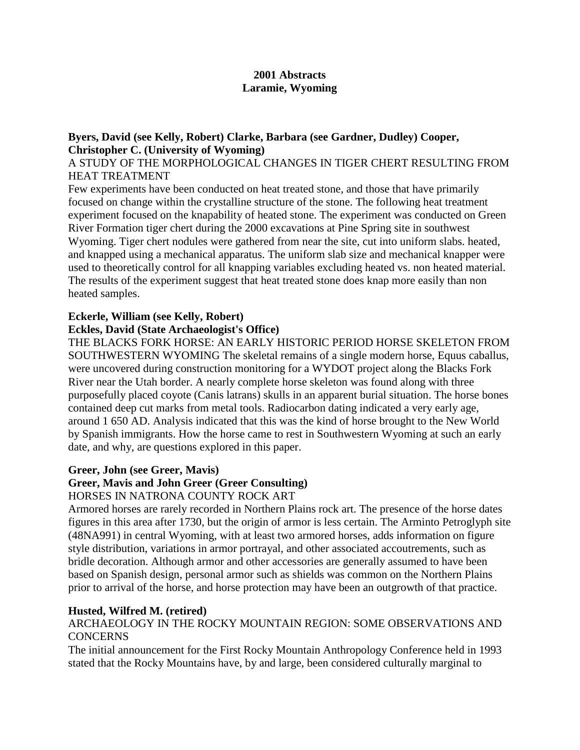# 2001 Abstracts
## Laramie, Wyoming

**Byers, David (see Kelly, Robert) Clarke, Barbara (see Gardner, Dudley) Cooper, Christopher C. (University of Wyoming)**

A STUDY OF THE MORPHOLOGICAL CHANGES IN TIGER CHERT RESULTING FROM HEAT TREATMENT

Few experiments have been conducted on heat treated stone, and those that have primarily focused on change within the crystalline structure of the stone. The following heat treatment experiment focused on the knapability of heated stone. The experiment was conducted on Green River Formation tiger chert during the 2000 excavations at Pine Spring site in southwest Wyoming. Tiger chert nodules were gathered from near the site, cut into uniform slabs. heated, and knapped using a mechanical apparatus. The uniform slab size and mechanical knapper were used to theoretically control for all knapping variables excluding heated vs. non heated material. The results of the experiment suggest that heat treated stone does knap more easily than non heated samples.

**Eckerle, William (see Kelly, Robert)**

**Eckles, David (State Archaeologist's Office)**

THE BLACKS FORK HORSE: AN EARLY HISTORIC PERIOD HORSE SKELETON FROM SOUTHWESTERN WYOMING The skeletal remains of a single modern horse, Equus caballus, were uncovered during construction monitoring for a WYDOT project along the Blacks Fork River near the Utah border. A nearly complete horse skeleton was found along with three purposefully placed coyote (Canis latrans) skulls in an apparent burial situation. The horse bones contained deep cut marks from metal tools. Radiocarbon dating indicated a very early age, around 1 650 AD. Analysis indicated that this was the kind of horse brought to the New World by Spanish immigrants. How the horse came to rest in Southwestern Wyoming at such an early date, and why, are questions explored in this paper.

**Greer, John (see Greer, Mavis)**

**Greer, Mavis and John Greer (Greer Consulting)**

HORSES IN NATRONA COUNTY ROCK ART

Armored horses are rarely recorded in Northern Plains rock art. The presence of the horse dates figures in this area after 1730, but the origin of armor is less certain. The Arminto Petroglyph site (48NA991) in central Wyoming, with at least two armored horses, adds information on figure style distribution, variations in armor portrayal, and other associated accoutrements, such as bridle decoration. Although armor and other accessories are generally assumed to have been based on Spanish design, personal armor such as shields was common on the Northern Plains prior to arrival of the horse, and horse protection may have been an outgrowth of that practice.

**Husted, Wilfred M. (retired)**

ARCHAEOLOGY IN THE ROCKY MOUNTAIN REGION: SOME OBSERVATIONS AND CONCERNS

The initial announcement for the First Rocky Mountain Anthropology Conference held in 1993 stated that the Rocky Mountains have, by and large, been considered culturally marginal to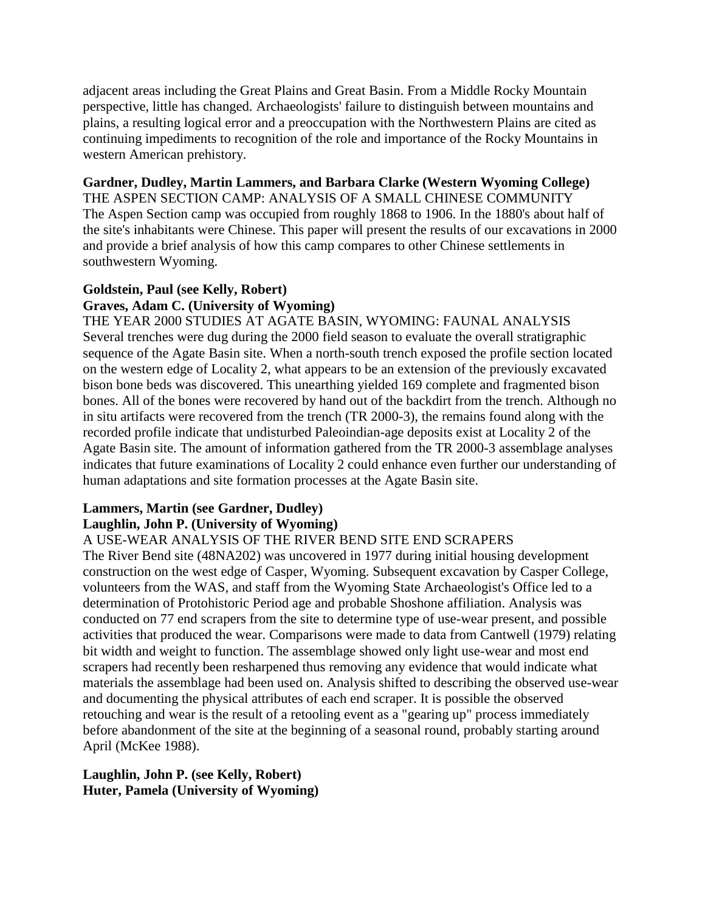adjacent areas including the Great Plains and Great Basin. From a Middle Rocky Mountain perspective, little has changed. Archaeologists' failure to distinguish between mountains and plains, a resulting logical error and a preoccupation with the Northwestern Plains are cited as continuing impediments to recognition of the role and importance of the Rocky Mountains in western American prehistory.

**Gardner, Dudley, Martin Lammers, and Barbara Clarke (Western Wyoming College)**
THE ASPEN SECTION CAMP: ANALYSIS OF A SMALL CHINESE COMMUNITY
The Aspen Section camp was occupied from roughly 1868 to 1906. In the 1880's about half of the site's inhabitants were Chinese. This paper will present the results of our excavations in 2000 and provide a brief analysis of how this camp compares to other Chinese settlements in southwestern Wyoming.

**Goldstein, Paul (see Kelly, Robert)**
**Graves, Adam C. (University of Wyoming)**
THE YEAR 2000 STUDIES AT AGATE BASIN, WYOMING: FAUNAL ANALYSIS
Several trenches were dug during the 2000 field season to evaluate the overall stratigraphic sequence of the Agate Basin site. When a north-south trench exposed the profile section located on the western edge of Locality 2, what appears to be an extension of the previously excavated bison bone beds was discovered. This unearthing yielded 169 complete and fragmented bison bones. All of the bones were recovered by hand out of the backdirt from the trench. Although no in situ artifacts were recovered from the trench (TR 2000-3), the remains found along with the recorded profile indicate that undisturbed Paleoindian-age deposits exist at Locality 2 of the Agate Basin site. The amount of information gathered from the TR 2000-3 assemblage analyses indicates that future examinations of Locality 2 could enhance even further our understanding of human adaptations and site formation processes at the Agate Basin site.

**Lammers, Martin (see Gardner, Dudley)**
**Laughlin, John P. (University of Wyoming)**
A USE-WEAR ANALYSIS OF THE RIVER BEND SITE END SCRAPERS
The River Bend site (48NA202) was uncovered in 1977 during initial housing development construction on the west edge of Casper, Wyoming. Subsequent excavation by Casper College, volunteers from the WAS, and staff from the Wyoming State Archaeologist's Office led to a determination of Protohistoric Period age and probable Shoshone affiliation. Analysis was conducted on 77 end scrapers from the site to determine type of use-wear present, and possible activities that produced the wear. Comparisons were made to data from Cantwell (1979) relating bit width and weight to function. The assemblage showed only light use-wear and most end scrapers had recently been resharpened thus removing any evidence that would indicate what materials the assemblage had been used on. Analysis shifted to describing the observed use-wear and documenting the physical attributes of each end scraper. It is possible the observed retouching and wear is the result of a retooling event as a "gearing up" process immediately before abandonment of the site at the beginning of a seasonal round, probably starting around April (McKee 1988).

**Laughlin, John P. (see Kelly, Robert)**
**Huter, Pamela (University of Wyoming)**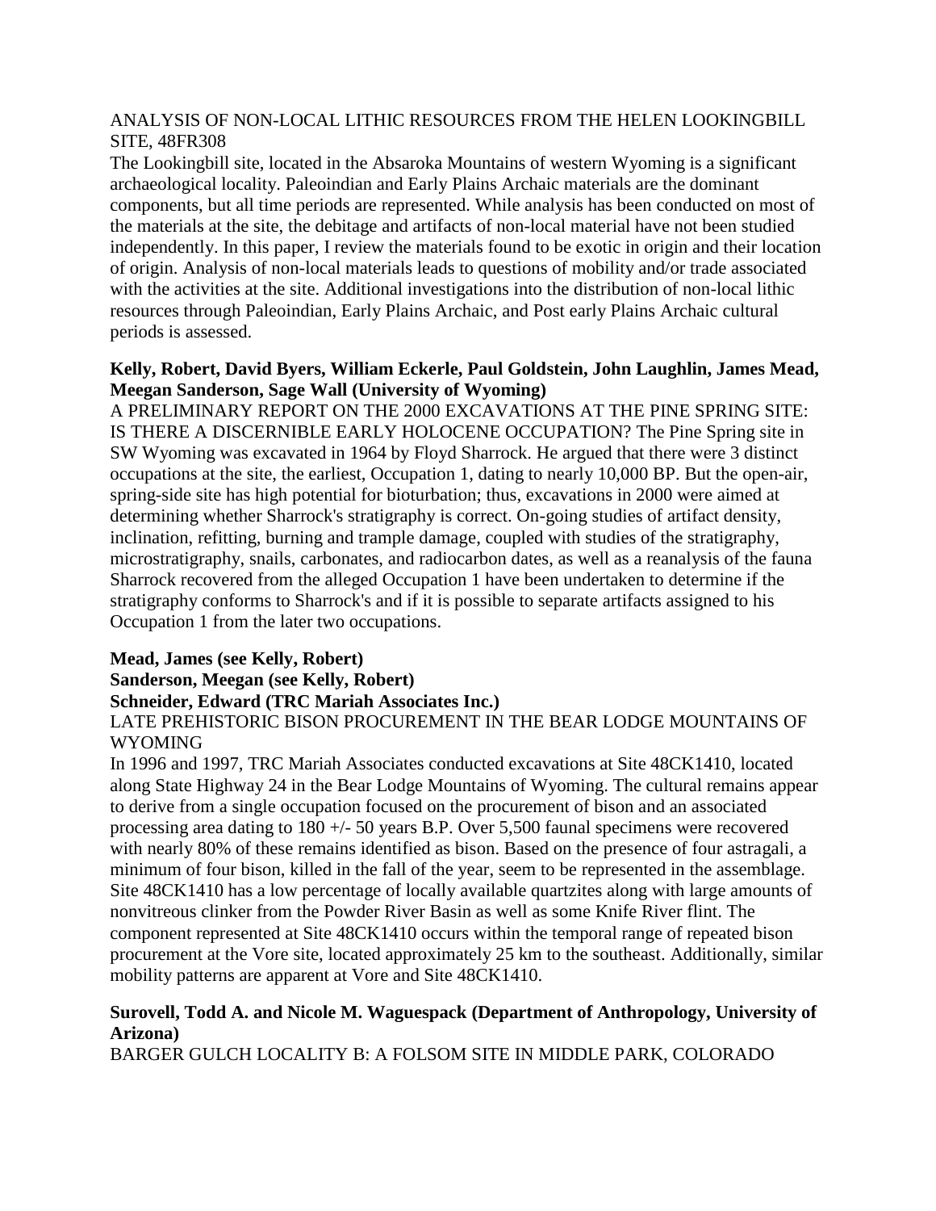ANALYSIS OF NON-LOCAL LITHIC RESOURCES FROM THE HELEN LOOKINGBILL SITE, 48FR308

The Lookingbill site, located in the Absaroka Mountains of western Wyoming is a significant archaeological locality. Paleoindian and Early Plains Archaic materials are the dominant components, but all time periods are represented. While analysis has been conducted on most of the materials at the site, the debitage and artifacts of non-local material have not been studied independently. In this paper, I review the materials found to be exotic in origin and their location of origin. Analysis of non-local materials leads to questions of mobility and/or trade associated with the activities at the site. Additional investigations into the distribution of non-local lithic resources through Paleoindian, Early Plains Archaic, and Post early Plains Archaic cultural periods is assessed.

**Kelly, Robert, David Byers, William Eckerle, Paul Goldstein, John Laughlin, James Mead, Meegan Sanderson, Sage Wall (University of Wyoming)**

A PRELIMINARY REPORT ON THE 2000 EXCAVATIONS AT THE PINE SPRING SITE: IS THERE A DISCERNIBLE EARLY HOLOCENE OCCUPATION? The Pine Spring site in SW Wyoming was excavated in 1964 by Floyd Sharrock. He argued that there were 3 distinct occupations at the site, the earliest, Occupation 1, dating to nearly 10,000 BP. But the open-air, spring-side site has high potential for bioturbation; thus, excavations in 2000 were aimed at determining whether Sharrock's stratigraphy is correct. On-going studies of artifact density, inclination, refitting, burning and trample damage, coupled with studies of the stratigraphy, microstratigraphy, snails, carbonates, and radiocarbon dates, as well as a reanalysis of the fauna Sharrock recovered from the alleged Occupation 1 have been undertaken to determine if the stratigraphy conforms to Sharrock's and if it is possible to separate artifacts assigned to his Occupation 1 from the later two occupations.

**Mead, James (see Kelly, Robert)**

**Sanderson, Meegan (see Kelly, Robert)**

**Schneider, Edward (TRC Mariah Associates Inc.)**

LATE PREHISTORIC BISON PROCUREMENT IN THE BEAR LODGE MOUNTAINS OF WYOMING

In 1996 and 1997, TRC Mariah Associates conducted excavations at Site 48CK1410, located along State Highway 24 in the Bear Lodge Mountains of Wyoming. The cultural remains appear to derive from a single occupation focused on the procurement of bison and an associated processing area dating to 180 +/- 50 years B.P. Over 5,500 faunal specimens were recovered with nearly 80% of these remains identified as bison. Based on the presence of four astragali, a minimum of four bison, killed in the fall of the year, seem to be represented in the assemblage. Site 48CK1410 has a low percentage of locally available quartzites along with large amounts of nonvitreous clinker from the Powder River Basin as well as some Knife River flint. The component represented at Site 48CK1410 occurs within the temporal range of repeated bison procurement at the Vore site, located approximately 25 km to the southeast. Additionally, similar mobility patterns are apparent at Vore and Site 48CK1410.

**Surovell, Todd A. and Nicole M. Waguespack (Department of Anthropology, University of Arizona)**

BARGER GULCH LOCALITY B: A FOLSOM SITE IN MIDDLE PARK, COLORADO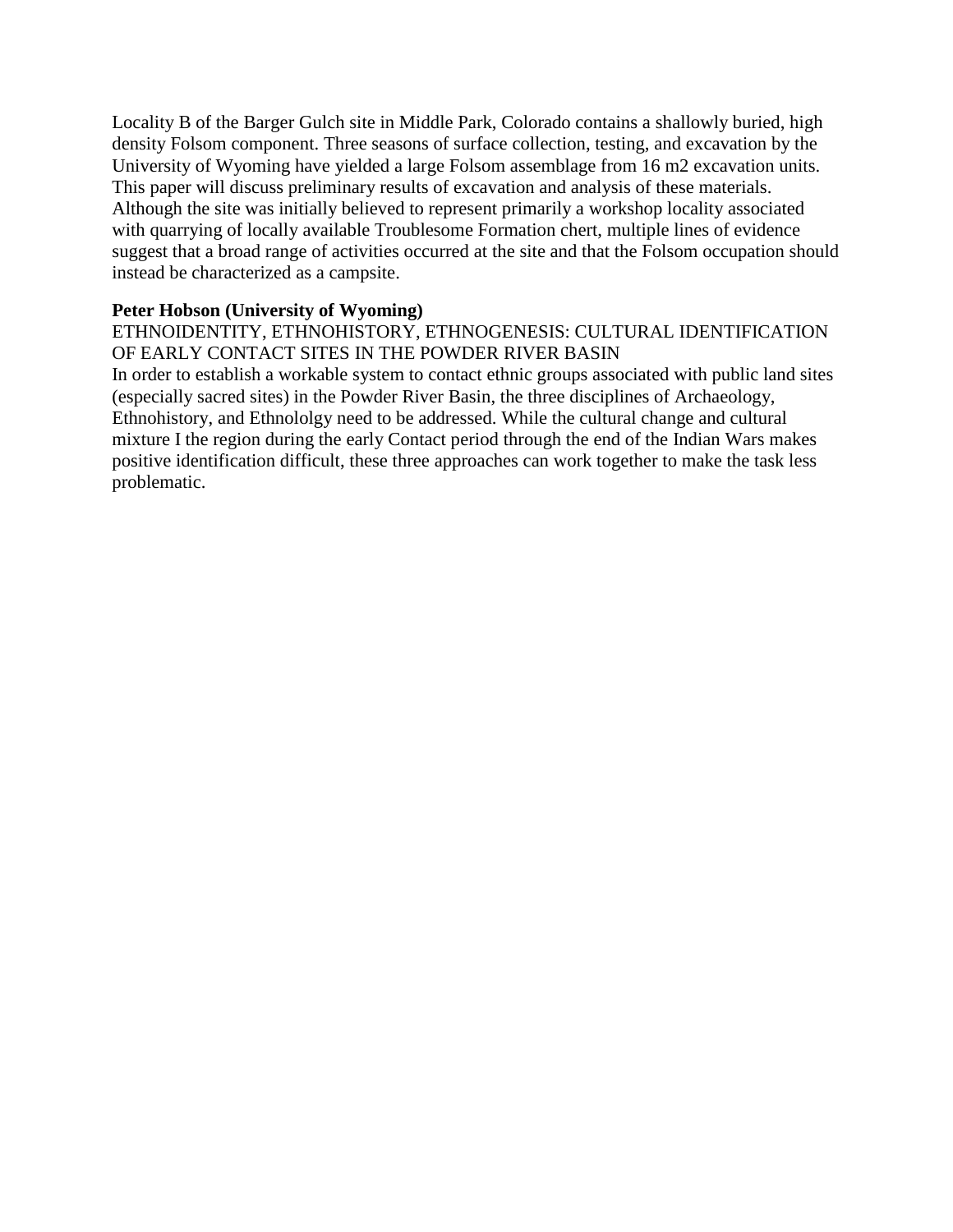Locality B of the Barger Gulch site in Middle Park, Colorado contains a shallowly buried, high density Folsom component. Three seasons of surface collection, testing, and excavation by the University of Wyoming have yielded a large Folsom assemblage from 16 m2 excavation units. This paper will discuss preliminary results of excavation and analysis of these materials. Although the site was initially believed to represent primarily a workshop locality associated with quarrying of locally available Troublesome Formation chert, multiple lines of evidence suggest that a broad range of activities occurred at the site and that the Folsom occupation should instead be characterized as a campsite.

**Peter Hobson (University of Wyoming)**
ETHNOIDENTITY, ETHNOHISTORY, ETHNOGENESIS: CULTURAL IDENTIFICATION OF EARLY CONTACT SITES IN THE POWDER RIVER BASIN
In order to establish a workable system to contact ethnic groups associated with public land sites (especially sacred sites) in the Powder River Basin, the three disciplines of Archaeology, Ethnohistory, and Ethnololgy need to be addressed. While the cultural change and cultural mixture I the region during the early Contact period through the end of the Indian Wars makes positive identification difficult, these three approaches can work together to make the task less problematic.